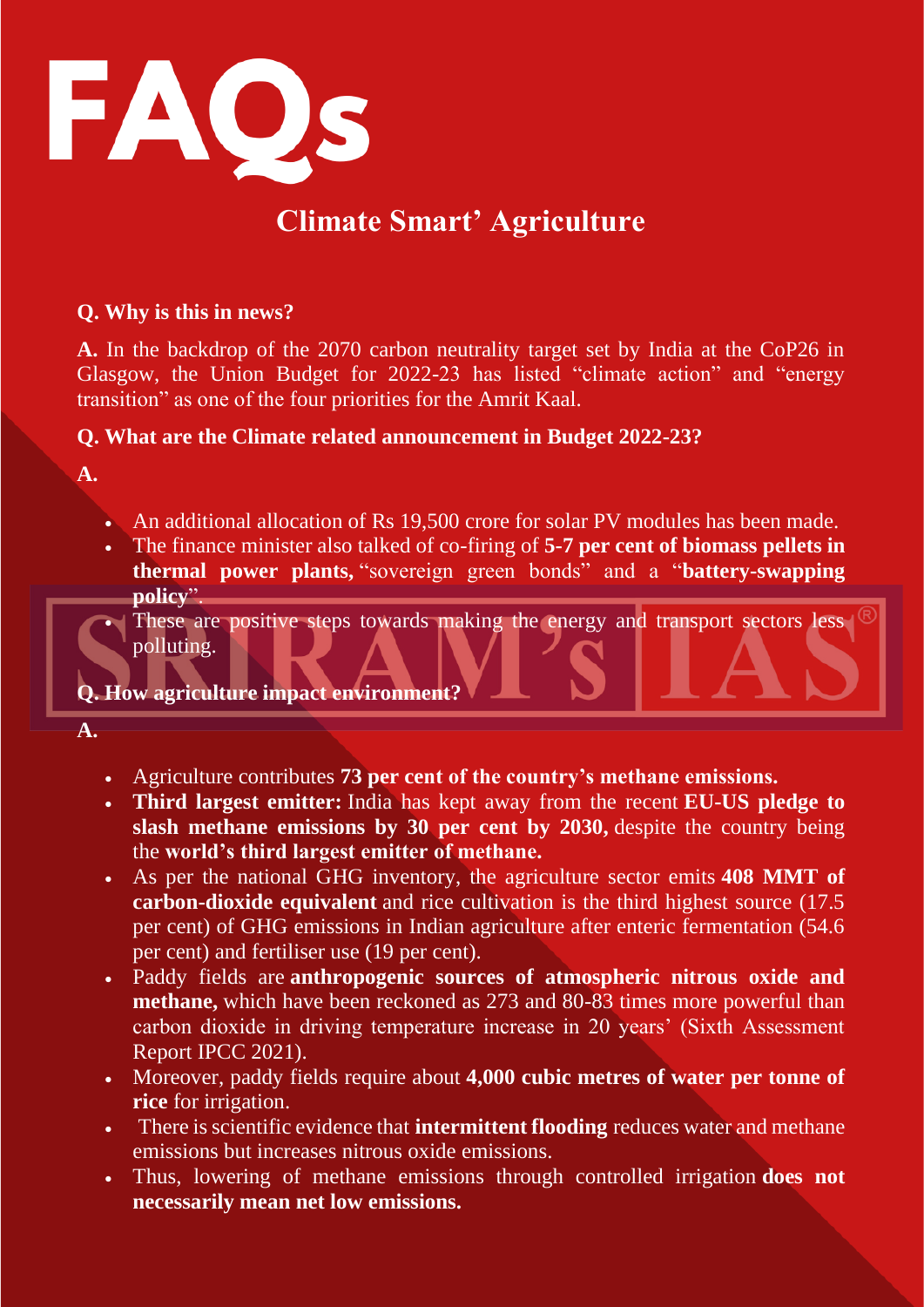# FAQs

## Climate Smart' Agriculture

**Q. Why is this in news?**

**A.** In the backdrop of the 2070 carbon neutrality target set by India at the CoP26 in Glasgow, the Union Budget for 2022-23 has listed "climate action" and "energy transition" as one of the four priorities for the Amrit Kaal.

**Q. What are the Climate related announcement in Budget 2022-23?**

**A.**

- An additional allocation of Rs 19,500 crore for solar PV modules has been made.
- The finance minister also talked of co-firing of **5-7 per cent of biomass pellets in thermal power plants,** "sovereign green bonds" and a "**battery-swapping policy**".
- These are positive steps towards making the energy and transport sectors less polluting.

**Q. How agriculture impact environment?**

**A.**

- Agriculture contributes **73 per cent of the country's methane emissions.**
- **Third largest emitter:** India has kept away from the recent **EU-US pledge to slash methane emissions by 30 per cent by 2030,** despite the country being the **world's third largest emitter of methane.**
- As per the national GHG inventory, the agriculture sector emits **408 MMT of carbon-dioxide equivalent** and rice cultivation is the third highest source (17.5 per cent) of GHG emissions in Indian agriculture after enteric fermentation (54.6 per cent) and fertiliser use (19 per cent).
- Paddy fields are **anthropogenic sources of atmospheric nitrous oxide and methane,** which have been reckoned as 273 and 80-83 times more powerful than carbon dioxide in driving temperature increase in 20 years' (Sixth Assessment Report IPCC 2021).
- Moreover, paddy fields require about **4,000 cubic metres of water per tonne of rice** for irrigation.
- There is scientific evidence that **intermittent flooding** reduces water and methane emissions but increases nitrous oxide emissions.
- Thus, lowering of methane emissions through controlled irrigation **does not necessarily mean net low emissions.**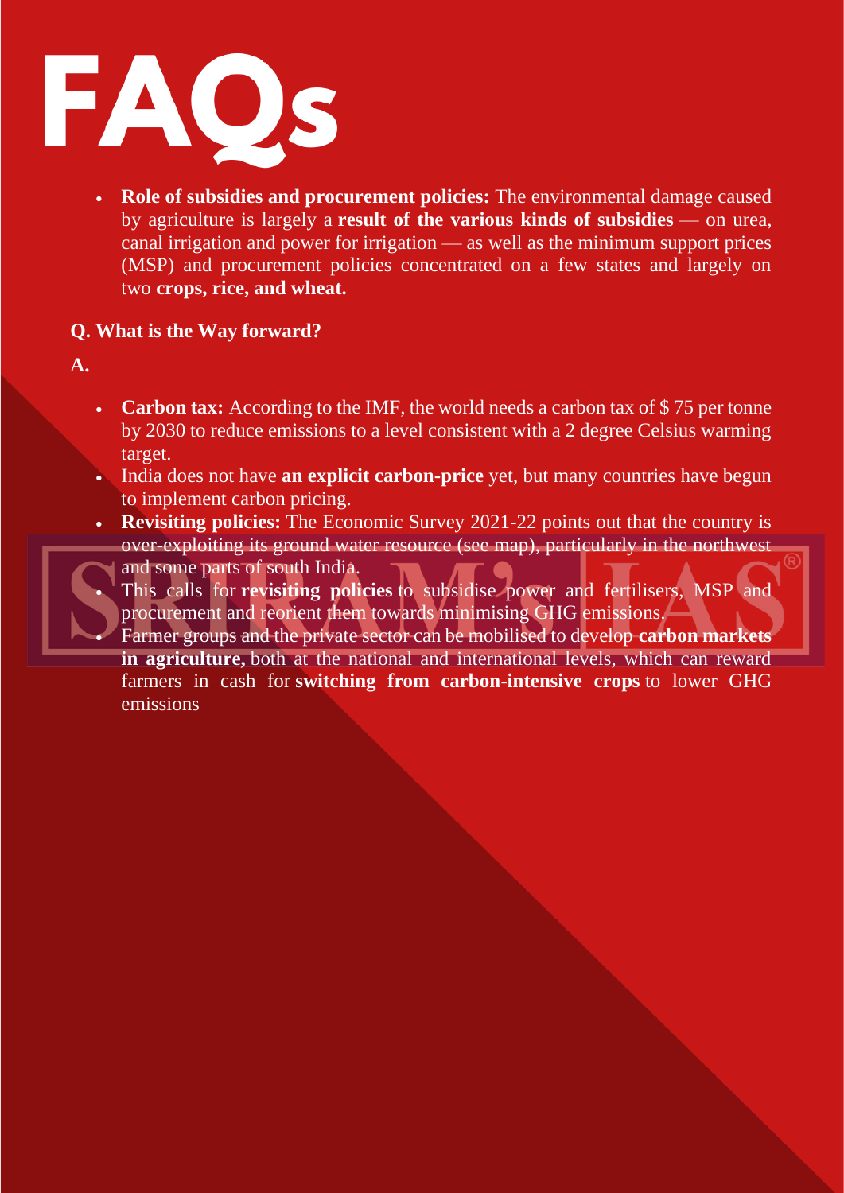# FAQs

- **Role of subsidies and procurement policies:** The environmental damage caused by agriculture is largely a **result of the various kinds of subsidies** — on urea, canal irrigation and power for irrigation — as well as the minimum support prices (MSP) and procurement policies concentrated on a few states and largely on two **crops, rice, and wheat.**

**Q. What is the Way forward?**

**A.**

- **Carbon tax:** According to the IMF, the world needs a carbon tax of $ 75 per tonne by 2030 to reduce emissions to a level consistent with a 2 degree Celsius warming target.
- India does not have **an explicit carbon-price** yet, but many countries have begun to implement carbon pricing.
- **Revisiting policies:** The Economic Survey 2021-22 points out that the country is over-exploiting its ground water resource (see map), particularly in the northwest and some parts of south India.
- This calls for **revisiting policies** to subsidise power and fertilisers, MSP and procurement and reorient them towards minimising GHG emissions.
- Farmer groups and the private sector can be mobilised to develop **carbon markets in agriculture,** both at the national and international levels, which can reward farmers in cash for **switching from carbon-intensive crops** to lower GHG emissions